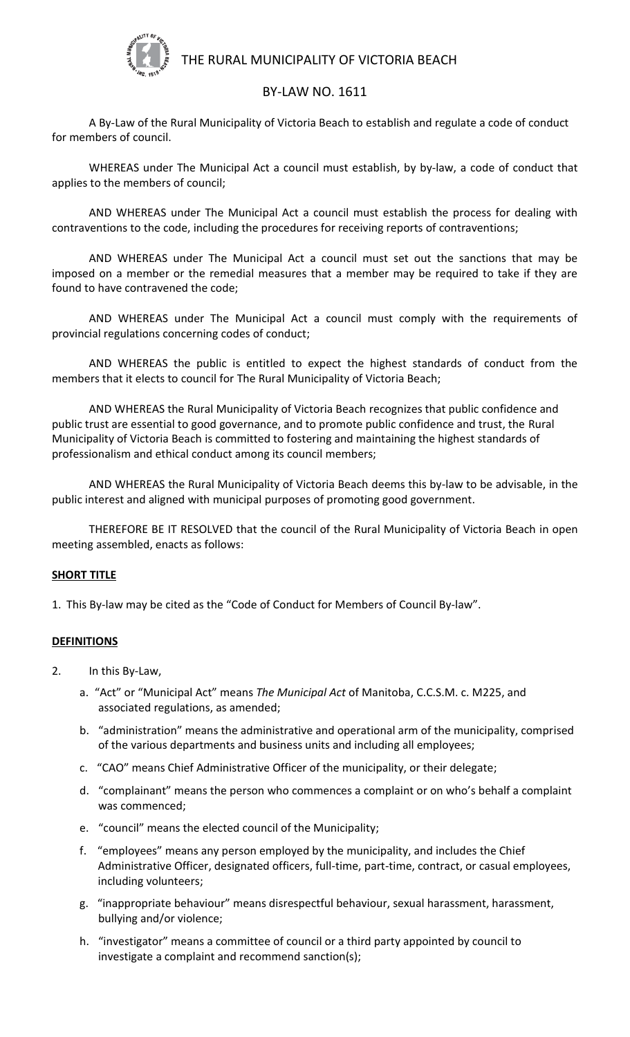# THE RURAL MUNICIPALITY OF VICTORIA BEACH

## BY-LAW NO. 1611

A By-Law of the Rural Municipality of Victoria Beach to establish and regulate a code of conduct for members of council.

WHEREAS under The Municipal Act a council must establish, by by-law, a code of conduct that applies to the members of council;

AND WHEREAS under The Municipal Act a council must establish the process for dealing with contraventions to the code, including the procedures for receiving reports of contraventions;

AND WHEREAS under The Municipal Act a council must set out the sanctions that may be imposed on a member or the remedial measures that a member may be required to take if they are found to have contravened the code;

AND WHEREAS under The Municipal Act a council must comply with the requirements of provincial regulations concerning codes of conduct;

AND WHEREAS the public is entitled to expect the highest standards of conduct from the members that it elects to council for The Rural Municipality of Victoria Beach;

AND WHEREAS the Rural Municipality of Victoria Beach recognizes that public confidence and public trust are essential to good governance, and to promote public confidence and trust, the Rural Municipality of Victoria Beach is committed to fostering and maintaining the highest standards of professionalism and ethical conduct among its council members;

AND WHEREAS the Rural Municipality of Victoria Beach deems this by-law to be advisable, in the public interest and aligned with municipal purposes of promoting good government.

THEREFORE BE IT RESOLVED that the council of the Rural Municipality of Victoria Beach in open meeting assembled, enacts as follows:

**SHORT TITLE**

1. This By-law may be cited as the "Code of Conduct for Members of Council By-law".

**DEFINITIONS**

2. In this By-Law,

   a. "Act" or "Municipal Act" means *The Municipal Act* of Manitoba, C.C.S.M. c. M225, and associated regulations, as amended;

   b. "administration" means the administrative and operational arm of the municipality, comprised of the various departments and business units and including all employees;

   c. "CAO" means Chief Administrative Officer of the municipality, or their delegate;

   d. "complainant" means the person who commences a complaint or on who's behalf a complaint was commenced;

   e. "council" means the elected council of the Municipality;

   f. "employees" means any person employed by the municipality, and includes the Chief Administrative Officer, designated officers, full-time, part-time, contract, or casual employees, including volunteers;

   g. "inappropriate behaviour" means disrespectful behaviour, sexual harassment, harassment, bullying and/or violence;

   h. "investigator" means a committee of council or a third party appointed by council to investigate a complaint and recommend sanction(s);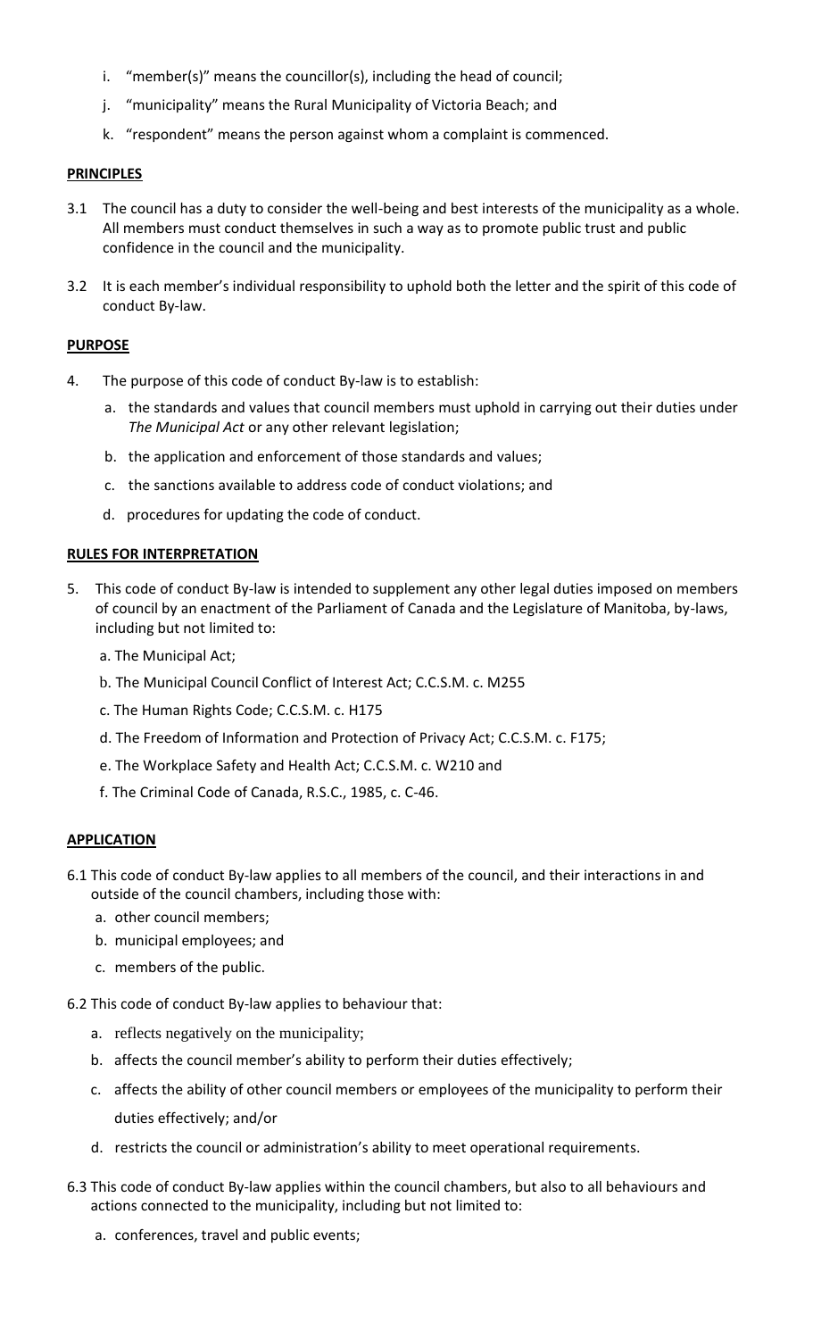i. "member(s)" means the councillor(s), including the head of council;

j. "municipality" means the Rural Municipality of Victoria Beach; and

k. "respondent" means the person against whom a complaint is commenced.

**PRINCIPLES**

3.1 The council has a duty to consider the well-being and best interests of the municipality as a whole. All members must conduct themselves in such a way as to promote public trust and public confidence in the council and the municipality.

3.2 It is each member's individual responsibility to uphold both the letter and the spirit of this code of conduct By-law.

**PURPOSE**

4. The purpose of this code of conduct By-law is to establish:

   a. the standards and values that council members must uphold in carrying out their duties under *The Municipal Act* or any other relevant legislation;

   b. the application and enforcement of those standards and values;

   c. the sanctions available to address code of conduct violations; and

   d. procedures for updating the code of conduct.

**RULES FOR INTERPRETATION**

5. This code of conduct By-law is intended to supplement any other legal duties imposed on members of council by an enactment of the Parliament of Canada and the Legislature of Manitoba, by-laws, including but not limited to:

   a. The Municipal Act;

   b. The Municipal Council Conflict of Interest Act; C.C.S.M. c. M255

   c. The Human Rights Code; C.C.S.M. c. H175

   d. The Freedom of Information and Protection of Privacy Act; C.C.S.M. c. F175;

   e. The Workplace Safety and Health Act; C.C.S.M. c. W210 and

   f. The Criminal Code of Canada, R.S.C., 1985, c. C-46.

**APPLICATION**

6.1 This code of conduct By-law applies to all members of the council, and their interactions in and outside of the council chambers, including those with:

   a. other council members;

   b. municipal employees; and

   c. members of the public.

6.2 This code of conduct By-law applies to behaviour that:

   a. reflects negatively on the municipality;

   b. affects the council member's ability to perform their duties effectively;

   c. affects the ability of other council members or employees of the municipality to perform their duties effectively; and/or

   d. restricts the council or administration's ability to meet operational requirements.

6.3 This code of conduct By-law applies within the council chambers, but also to all behaviours and actions connected to the municipality, including but not limited to:

   a. conferences, travel and public events;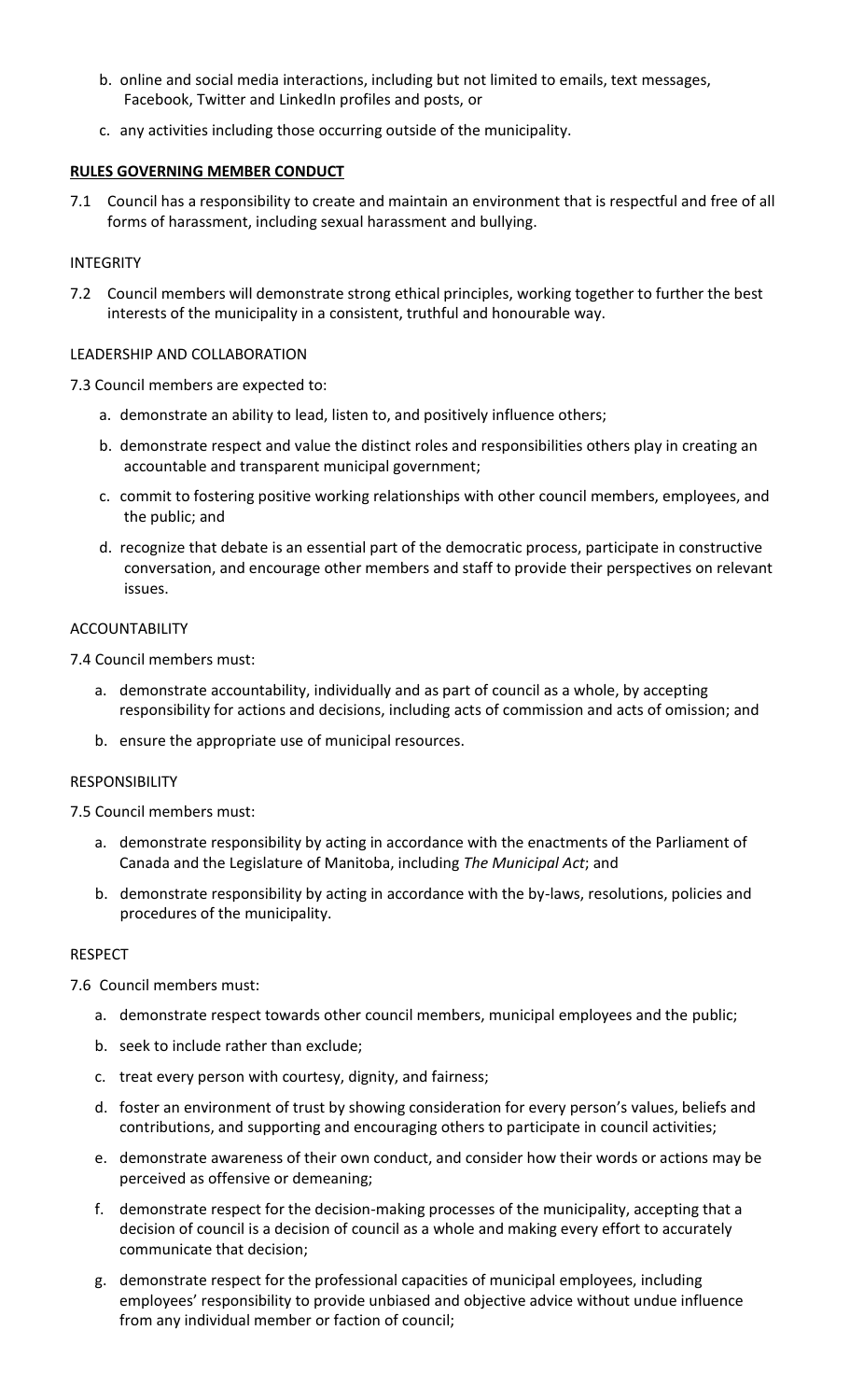b. online and social media interactions, including but not limited to emails, text messages, Facebook, Twitter and LinkedIn profiles and posts, or

c. any activities including those occurring outside of the municipality.

**RULES GOVERNING MEMBER CONDUCT**

7.1 Council has a responsibility to create and maintain an environment that is respectful and free of all forms of harassment, including sexual harassment and bullying.

INTEGRITY

7.2 Council members will demonstrate strong ethical principles, working together to further the best interests of the municipality in a consistent, truthful and honourable way.

LEADERSHIP AND COLLABORATION

7.3 Council members are expected to:

a. demonstrate an ability to lead, listen to, and positively influence others;

b. demonstrate respect and value the distinct roles and responsibilities others play in creating an accountable and transparent municipal government;

c. commit to fostering positive working relationships with other council members, employees, and the public; and

d. recognize that debate is an essential part of the democratic process, participate in constructive conversation, and encourage other members and staff to provide their perspectives on relevant issues.

ACCOUNTABILITY

7.4 Council members must:

a. demonstrate accountability, individually and as part of council as a whole, by accepting responsibility for actions and decisions, including acts of commission and acts of omission; and

b. ensure the appropriate use of municipal resources.

RESPONSIBILITY

7.5 Council members must:

a. demonstrate responsibility by acting in accordance with the enactments of the Parliament of Canada and the Legislature of Manitoba, including *The Municipal Act*; and

b. demonstrate responsibility by acting in accordance with the by-laws, resolutions, policies and procedures of the municipality.

RESPECT

7.6 Council members must:

a. demonstrate respect towards other council members, municipal employees and the public;

b. seek to include rather than exclude;

c. treat every person with courtesy, dignity, and fairness;

d. foster an environment of trust by showing consideration for every person's values, beliefs and contributions, and supporting and encouraging others to participate in council activities;

e. demonstrate awareness of their own conduct, and consider how their words or actions may be perceived as offensive or demeaning;

f. demonstrate respect for the decision-making processes of the municipality, accepting that a decision of council is a decision of council as a whole and making every effort to accurately communicate that decision;

g. demonstrate respect for the professional capacities of municipal employees, including employees' responsibility to provide unbiased and objective advice without undue influence from any individual member or faction of council;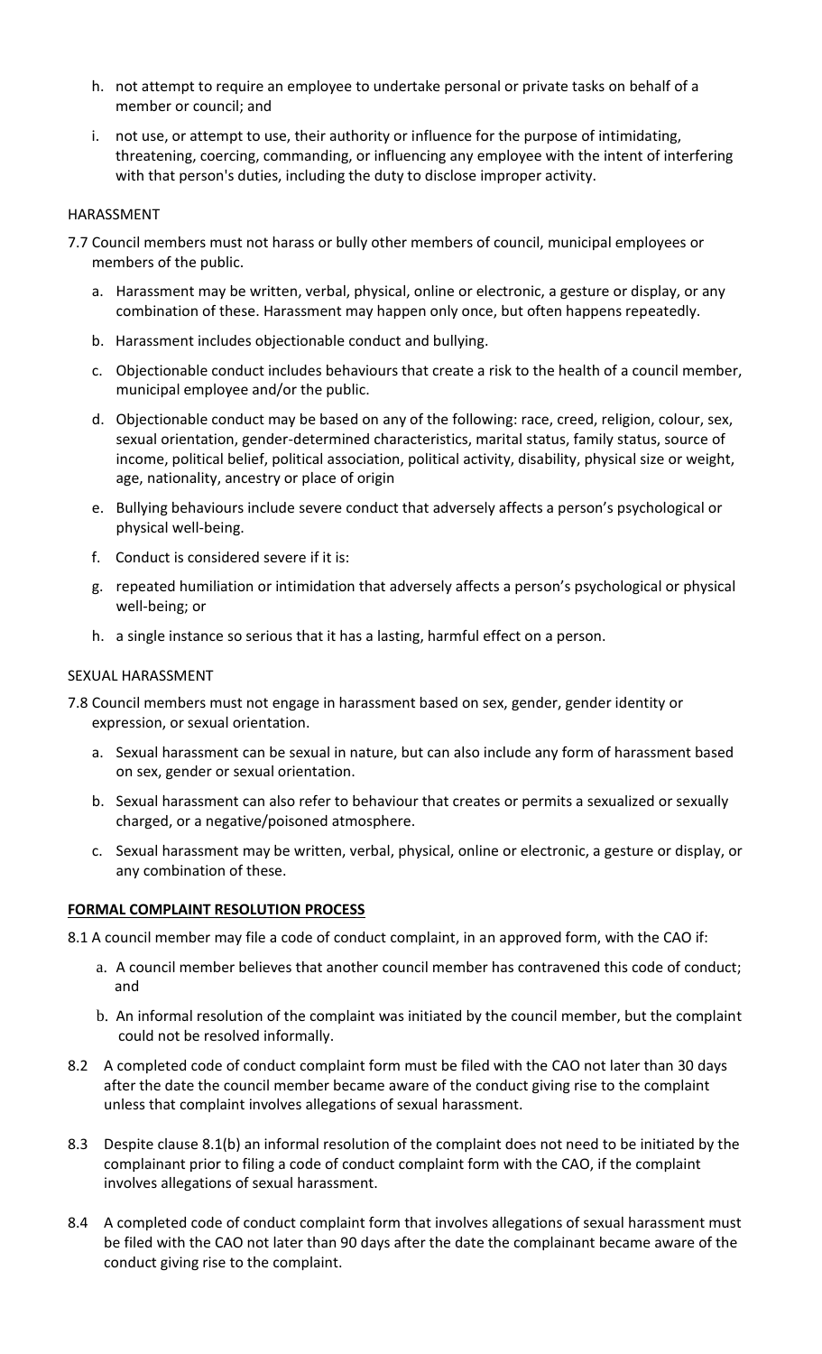h. not attempt to require an employee to undertake personal or private tasks on behalf of a member or council; and

i. not use, or attempt to use, their authority or influence for the purpose of intimidating, threatening, coercing, commanding, or influencing any employee with the intent of interfering with that person's duties, including the duty to disclose improper activity.

HARASSMENT

7.7 Council members must not harass or bully other members of council, municipal employees or members of the public.

a. Harassment may be written, verbal, physical, online or electronic, a gesture or display, or any combination of these. Harassment may happen only once, but often happens repeatedly.

b. Harassment includes objectionable conduct and bullying.

c. Objectionable conduct includes behaviours that create a risk to the health of a council member, municipal employee and/or the public.

d. Objectionable conduct may be based on any of the following: race, creed, religion, colour, sex, sexual orientation, gender-determined characteristics, marital status, family status, source of income, political belief, political association, political activity, disability, physical size or weight, age, nationality, ancestry or place of origin

e. Bullying behaviours include severe conduct that adversely affects a person's psychological or physical well-being.

f. Conduct is considered severe if it is:

g. repeated humiliation or intimidation that adversely affects a person's psychological or physical well-being; or

h. a single instance so serious that it has a lasting, harmful effect on a person.

SEXUAL HARASSMENT

7.8 Council members must not engage in harassment based on sex, gender, gender identity or expression, or sexual orientation.

a. Sexual harassment can be sexual in nature, but can also include any form of harassment based on sex, gender or sexual orientation.

b. Sexual harassment can also refer to behaviour that creates or permits a sexualized or sexually charged, or a negative/poisoned atmosphere.

c. Sexual harassment may be written, verbal, physical, online or electronic, a gesture or display, or any combination of these.

**FORMAL COMPLAINT RESOLUTION PROCESS**

8.1 A council member may file a code of conduct complaint, in an approved form, with the CAO if:

a. A council member believes that another council member has contravened this code of conduct; and

b. An informal resolution of the complaint was initiated by the council member, but the complaint could not be resolved informally.

8.2 A completed code of conduct complaint form must be filed with the CAO not later than 30 days after the date the council member became aware of the conduct giving rise to the complaint unless that complaint involves allegations of sexual harassment.

8.3 Despite clause 8.1(b) an informal resolution of the complaint does not need to be initiated by the complainant prior to filing a code of conduct complaint form with the CAO, if the complaint involves allegations of sexual harassment.

8.4 A completed code of conduct complaint form that involves allegations of sexual harassment must be filed with the CAO not later than 90 days after the date the complainant became aware of the conduct giving rise to the complaint.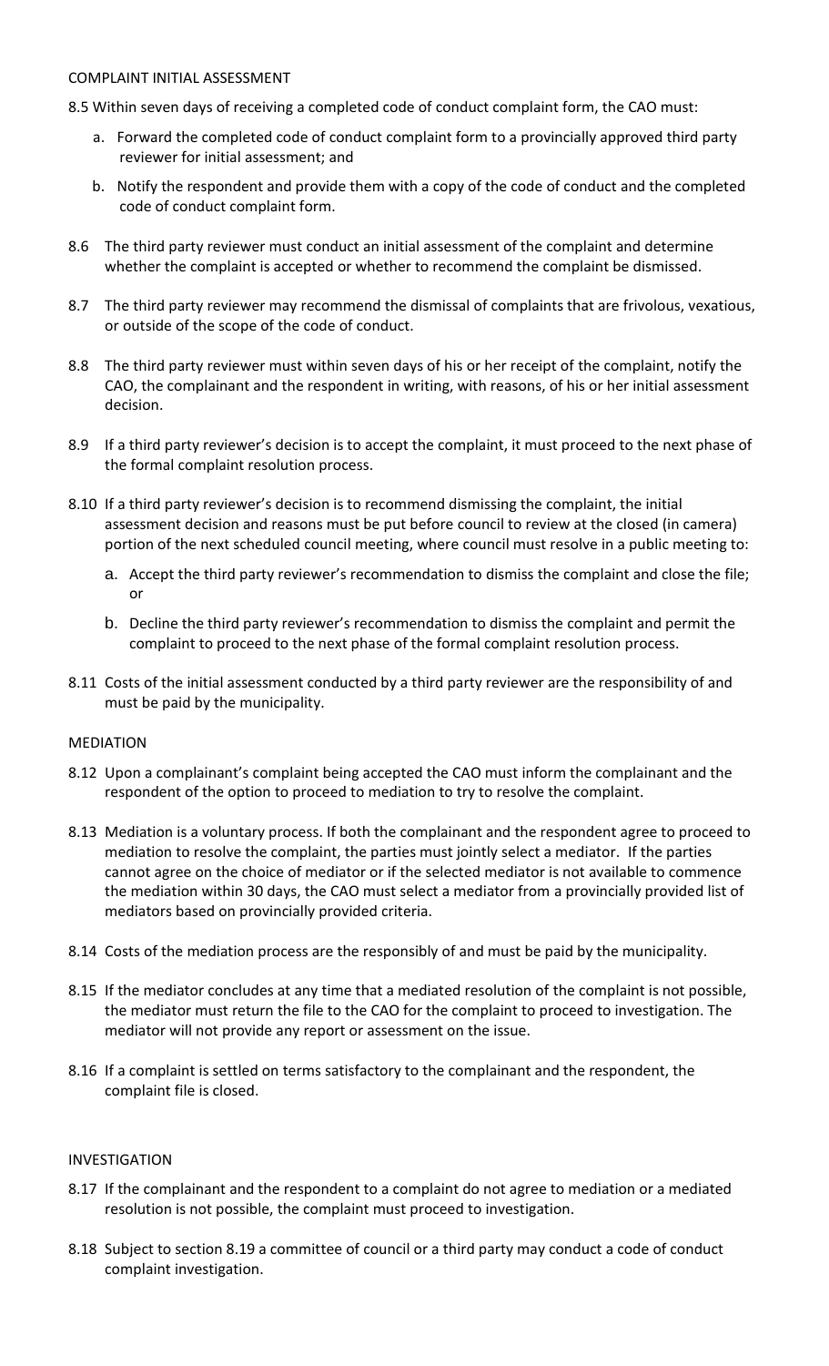## COMPLAINT INITIAL ASSESSMENT

8.5 Within seven days of receiving a completed code of conduct complaint form, the CAO must:

a. Forward the completed code of conduct complaint form to a provincially approved third party reviewer for initial assessment; and

b. Notify the respondent and provide them with a copy of the code of conduct and the completed code of conduct complaint form.

8.6 The third party reviewer must conduct an initial assessment of the complaint and determine whether the complaint is accepted or whether to recommend the complaint be dismissed.

8.7 The third party reviewer may recommend the dismissal of complaints that are frivolous, vexatious, or outside of the scope of the code of conduct.

8.8 The third party reviewer must within seven days of his or her receipt of the complaint, notify the CAO, the complainant and the respondent in writing, with reasons, of his or her initial assessment decision.

8.9 If a third party reviewer's decision is to accept the complaint, it must proceed to the next phase of the formal complaint resolution process.

8.10 If a third party reviewer's decision is to recommend dismissing the complaint, the initial assessment decision and reasons must be put before council to review at the closed (in camera) portion of the next scheduled council meeting, where council must resolve in a public meeting to:

a. Accept the third party reviewer's recommendation to dismiss the complaint and close the file; or

b. Decline the third party reviewer's recommendation to dismiss the complaint and permit the complaint to proceed to the next phase of the formal complaint resolution process.

8.11 Costs of the initial assessment conducted by a third party reviewer are the responsibility of and must be paid by the municipality.

## MEDIATION

8.12 Upon a complainant's complaint being accepted the CAO must inform the complainant and the respondent of the option to proceed to mediation to try to resolve the complaint.

8.13 Mediation is a voluntary process. If both the complainant and the respondent agree to proceed to mediation to resolve the complaint, the parties must jointly select a mediator. If the parties cannot agree on the choice of mediator or if the selected mediator is not available to commence the mediation within 30 days, the CAO must select a mediator from a provincially provided list of mediators based on provincially provided criteria.

8.14 Costs of the mediation process are the responsibly of and must be paid by the municipality.

8.15 If the mediator concludes at any time that a mediated resolution of the complaint is not possible, the mediator must return the file to the CAO for the complaint to proceed to investigation. The mediator will not provide any report or assessment on the issue.

8.16 If a complaint is settled on terms satisfactory to the complainant and the respondent, the complaint file is closed.

## INVESTIGATION

8.17 If the complainant and the respondent to a complaint do not agree to mediation or a mediated resolution is not possible, the complaint must proceed to investigation.

8.18 Subject to section 8.19 a committee of council or a third party may conduct a code of conduct complaint investigation.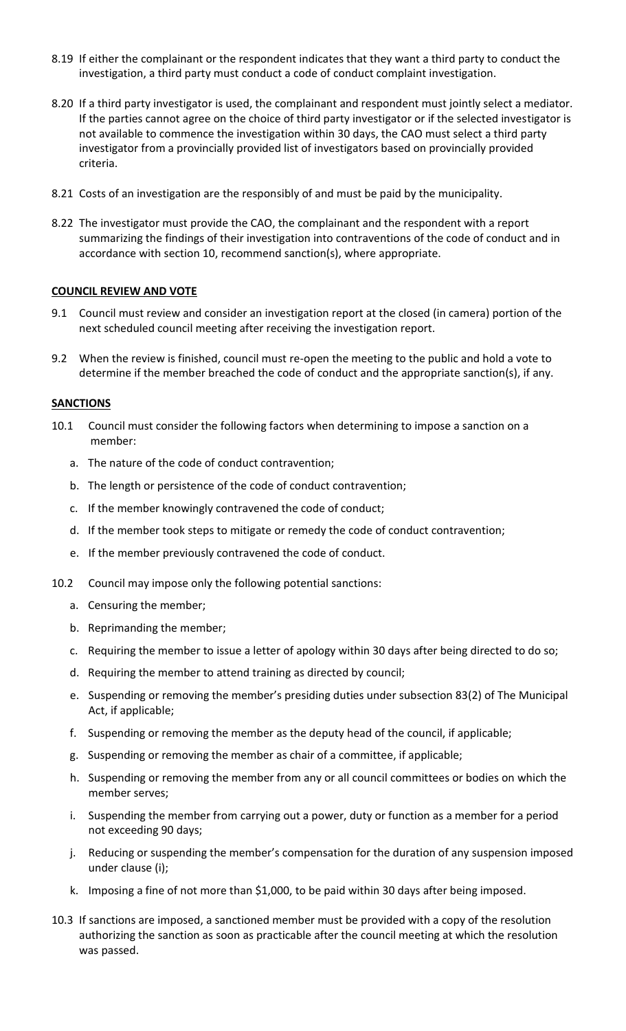8.19 If either the complainant or the respondent indicates that they want a third party to conduct the investigation, a third party must conduct a code of conduct complaint investigation.

8.20 If a third party investigator is used, the complainant and respondent must jointly select a mediator. If the parties cannot agree on the choice of third party investigator or if the selected investigator is not available to commence the investigation within 30 days, the CAO must select a third party investigator from a provincially provided list of investigators based on provincially provided criteria.

8.21 Costs of an investigation are the responsibly of and must be paid by the municipality.

8.22 The investigator must provide the CAO, the complainant and the respondent with a report summarizing the findings of their investigation into contraventions of the code of conduct and in accordance with section 10, recommend sanction(s), where appropriate.

**COUNCIL REVIEW AND VOTE**

9.1 Council must review and consider an investigation report at the closed (in camera) portion of the next scheduled council meeting after receiving the investigation report.

9.2 When the review is finished, council must re-open the meeting to the public and hold a vote to determine if the member breached the code of conduct and the appropriate sanction(s), if any.

**SANCTIONS**

10.1 Council must consider the following factors when determining to impose a sanction on a member:

a. The nature of the code of conduct contravention;

b. The length or persistence of the code of conduct contravention;

c. If the member knowingly contravened the code of conduct;

d. If the member took steps to mitigate or remedy the code of conduct contravention;

e. If the member previously contravened the code of conduct.

10.2 Council may impose only the following potential sanctions:

a. Censuring the member;

b. Reprimanding the member;

c. Requiring the member to issue a letter of apology within 30 days after being directed to do so;

d. Requiring the member to attend training as directed by council;

e. Suspending or removing the member's presiding duties under subsection 83(2) of The Municipal Act, if applicable;

f. Suspending or removing the member as the deputy head of the council, if applicable;

g. Suspending or removing the member as chair of a committee, if applicable;

h. Suspending or removing the member from any or all council committees or bodies on which the member serves;

i. Suspending the member from carrying out a power, duty or function as a member for a period not exceeding 90 days;

j. Reducing or suspending the member's compensation for the duration of any suspension imposed under clause (i);

k. Imposing a fine of not more than $1,000, to be paid within 30 days after being imposed.

10.3 If sanctions are imposed, a sanctioned member must be provided with a copy of the resolution authorizing the sanction as soon as practicable after the council meeting at which the resolution was passed.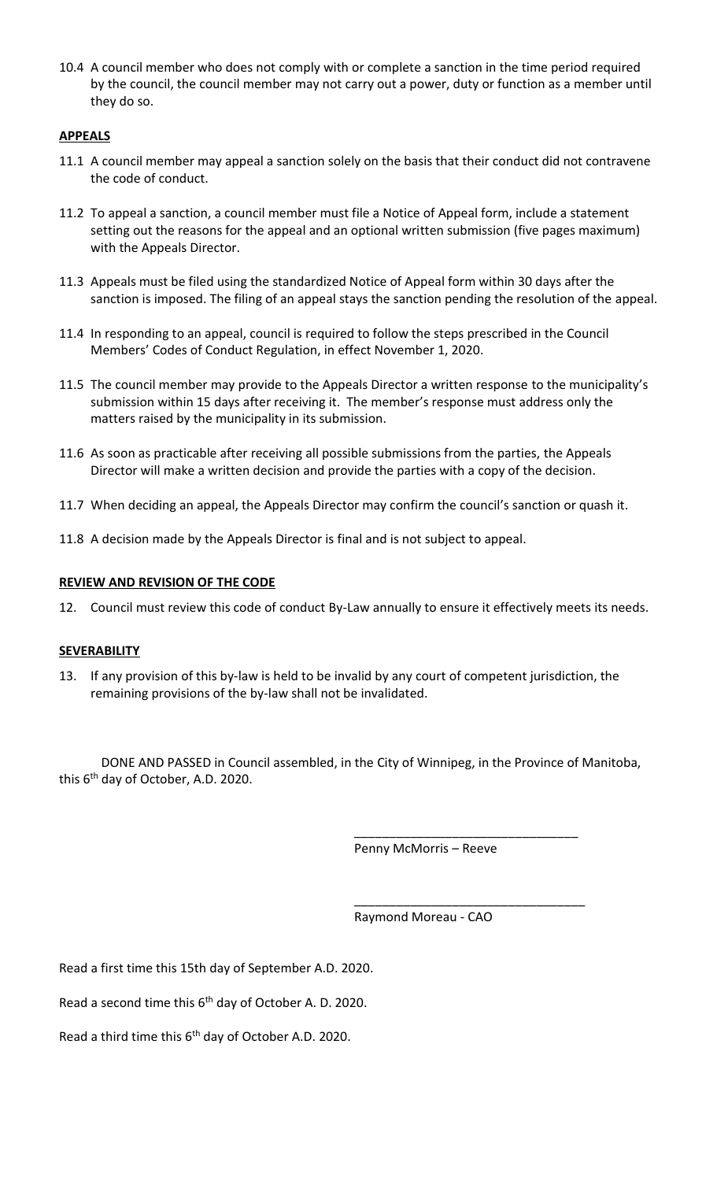10.4 A council member who does not comply with or complete a sanction in the time period required by the council, the council member may not carry out a power, duty or function as a member until they do so.

**APPEALS**

11.1 A council member may appeal a sanction solely on the basis that their conduct did not contravene the code of conduct.

11.2 To appeal a sanction, a council member must file a Notice of Appeal form, include a statement setting out the reasons for the appeal and an optional written submission (five pages maximum) with the Appeals Director.

11.3 Appeals must be filed using the standardized Notice of Appeal form within 30 days after the sanction is imposed. The filing of an appeal stays the sanction pending the resolution of the appeal.

11.4 In responding to an appeal, council is required to follow the steps prescribed in the Council Members' Codes of Conduct Regulation, in effect November 1, 2020.

11.5 The council member may provide to the Appeals Director a written response to the municipality's submission within 15 days after receiving it. The member's response must address only the matters raised by the municipality in its submission.

11.6 As soon as practicable after receiving all possible submissions from the parties, the Appeals Director will make a written decision and provide the parties with a copy of the decision.

11.7 When deciding an appeal, the Appeals Director may confirm the council's sanction or quash it.

11.8 A decision made by the Appeals Director is final and is not subject to appeal.

**REVIEW AND REVISION OF THE CODE**

12. Council must review this code of conduct By-Law annually to ensure it effectively meets its needs.

**SEVERABILITY**

13. If any provision of this by-law is held to be invalid by any court of competent jurisdiction, the remaining provisions of the by-law shall not be invalidated.

DONE AND PASSED in Council assembled, in the City of Winnipeg, in the Province of Manitoba, this 6th day of October, A.D. 2020.

________________________________
Penny McMorris – Reeve

________________________________
Raymond Moreau - CAO

Read a first time this 15th day of September A.D. 2020.

Read a second time this 6th day of October A. D. 2020.

Read a third time this 6th day of October A.D. 2020.